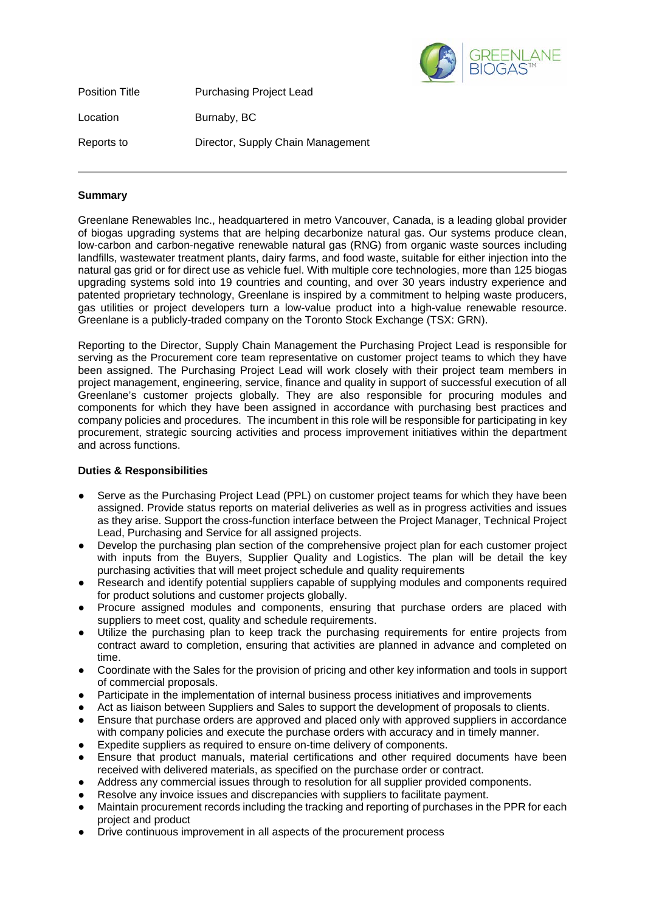GREENLANE BIOGAS™

| | |
|---|---|
| Position Title | Purchasing Project Lead |
| Location | Burnaby, BC |
| Reports to | Director, Supply Chain Management |

---

**Summary**

Greenlane Renewables Inc., headquartered in metro Vancouver, Canada, is a leading global provider of biogas upgrading systems that are helping decarbonize natural gas. Our systems produce clean, low-carbon and carbon-negative renewable natural gas (RNG) from organic waste sources including landfills, wastewater treatment plants, dairy farms, and food waste, suitable for either injection into the natural gas grid or for direct use as vehicle fuel. With multiple core technologies, more than 125 biogas upgrading systems sold into 19 countries and counting, and over 30 years industry experience and patented proprietary technology, Greenlane is inspired by a commitment to helping waste producers, gas utilities or project developers turn a low-value product into a high-value renewable resource. Greenlane is a publicly-traded company on the Toronto Stock Exchange (TSX: GRN).

Reporting to the Director, Supply Chain Management the Purchasing Project Lead is responsible for serving as the Procurement core team representative on customer project teams to which they have been assigned. The Purchasing Project Lead will work closely with their project team members in project management, engineering, service, finance and quality in support of successful execution of all Greenlane's customer projects globally. They are also responsible for procuring modules and components for which they have been assigned in accordance with purchasing best practices and company policies and procedures. The incumbent in this role will be responsible for participating in key procurement, strategic sourcing activities and process improvement initiatives within the department and across functions.

**Duties & Responsibilities**

- Serve as the Purchasing Project Lead (PPL) on customer project teams for which they have been assigned. Provide status reports on material deliveries as well as in progress activities and issues as they arise. Support the cross-function interface between the Project Manager, Technical Project Lead, Purchasing and Service for all assigned projects.
- Develop the purchasing plan section of the comprehensive project plan for each customer project with inputs from the Buyers, Supplier Quality and Logistics. The plan will be detail the key purchasing activities that will meet project schedule and quality requirements
- Research and identify potential suppliers capable of supplying modules and components required for product solutions and customer projects globally.
- Procure assigned modules and components, ensuring that purchase orders are placed with suppliers to meet cost, quality and schedule requirements.
- Utilize the purchasing plan to keep track the purchasing requirements for entire projects from contract award to completion, ensuring that activities are planned in advance and completed on time.
- Coordinate with the Sales for the provision of pricing and other key information and tools in support of commercial proposals.
- Participate in the implementation of internal business process initiatives and improvements
- Act as liaison between Suppliers and Sales to support the development of proposals to clients.
- Ensure that purchase orders are approved and placed only with approved suppliers in accordance with company policies and execute the purchase orders with accuracy and in timely manner.
- Expedite suppliers as required to ensure on-time delivery of components.
- Ensure that product manuals, material certifications and other required documents have been received with delivered materials, as specified on the purchase order or contract.
- Address any commercial issues through to resolution for all supplier provided components.
- Resolve any invoice issues and discrepancies with suppliers to facilitate payment.
- Maintain procurement records including the tracking and reporting of purchases in the PPR for each project and product
- Drive continuous improvement in all aspects of the procurement process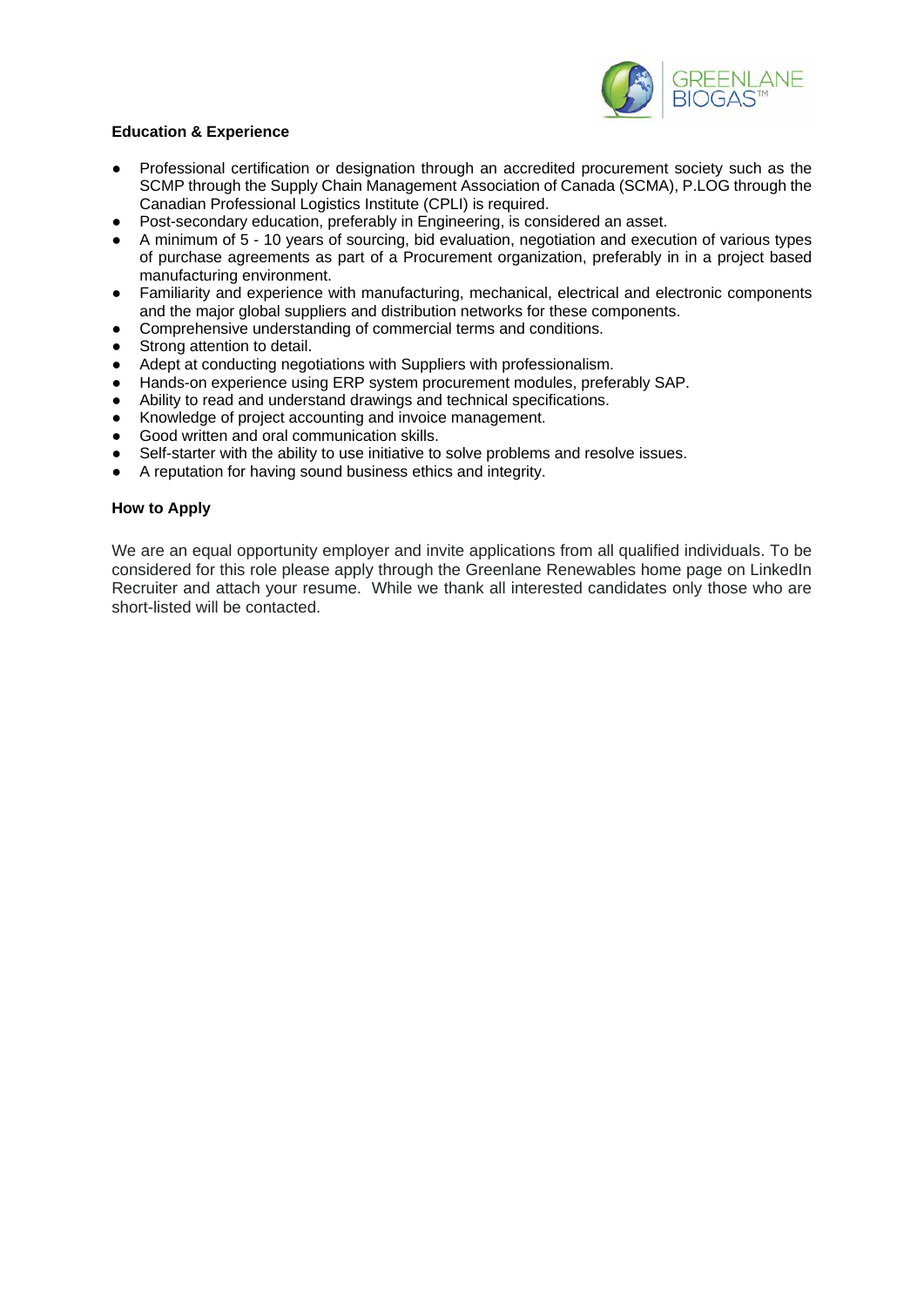**Education & Experience**

- Professional certification or designation through an accredited procurement society such as the SCMP through the Supply Chain Management Association of Canada (SCMA), P.LOG through the Canadian Professional Logistics Institute (CPLI) is required.
- Post-secondary education, preferably in Engineering, is considered an asset.
- A minimum of 5 - 10 years of sourcing, bid evaluation, negotiation and execution of various types of purchase agreements as part of a Procurement organization, preferably in in a project based manufacturing environment.
- Familiarity and experience with manufacturing, mechanical, electrical and electronic components and the major global suppliers and distribution networks for these components.
- Comprehensive understanding of commercial terms and conditions.
- Strong attention to detail.
- Adept at conducting negotiations with Suppliers with professionalism.
- Hands-on experience using ERP system procurement modules, preferably SAP.
- Ability to read and understand drawings and technical specifications.
- Knowledge of project accounting and invoice management.
- Good written and oral communication skills.
- Self-starter with the ability to use initiative to solve problems and resolve issues.
- A reputation for having sound business ethics and integrity.

**How to Apply**

We are an equal opportunity employer and invite applications from all qualified individuals. To be considered for this role please apply through the Greenlane Renewables home page on LinkedIn Recruiter and attach your resume. While we thank all interested candidates only those who are short-listed will be contacted.